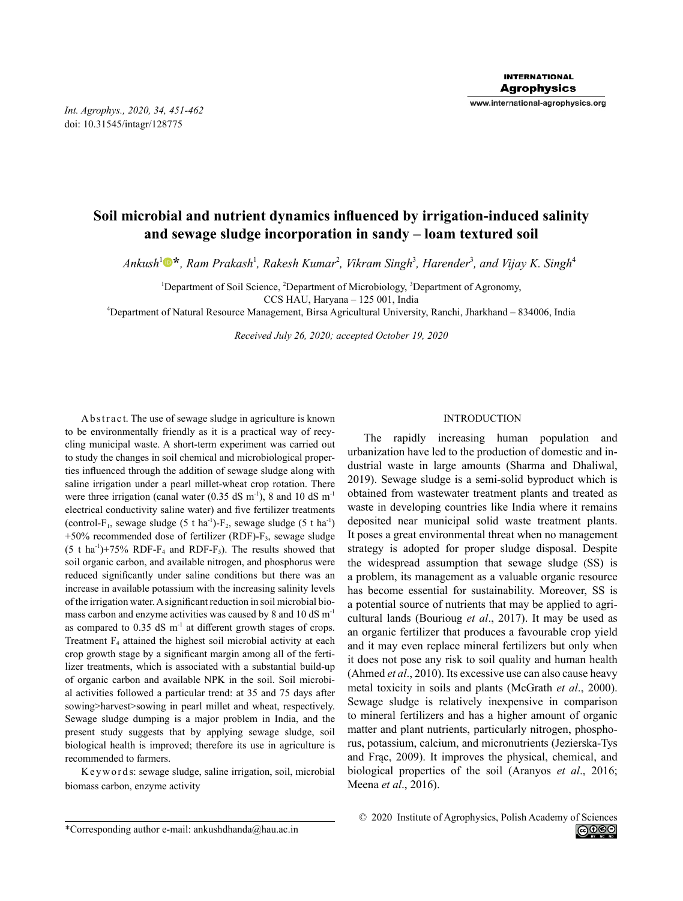Int. Agrophys., 2020, 34, 451-462
doi: 10.31545/intagr/128775

# Soil microbial and nutrient dynamics influenced by irrigation-induced salinity and sewage sludge incorporation in sandy – loam textured soil

*Ankush[1]\*, Ram Prakash[1], Rakesh Kumar[2], Vikram Singh[3], Harender[3], and Vijay K. Singh[4]*

[1]Department of Soil Science, [2]Department of Microbiology, [3]Department of Agronomy, CCS HAU, Haryana – 125 001, India
[4]Department of Natural Resource Management, Birsa Agricultural University, Ranchi, Jharkhand – 834006, India

*Received July 26, 2020; accepted October 19, 2020*

A b s t r a c t. The use of sewage sludge in agriculture is known to be environmentally friendly as it is a practical way of recycling municipal waste. A short-term experiment was carried out to study the changes in soil chemical and microbiological properties influenced through the addition of sewage sludge along with saline irrigation under a pearl millet-wheat crop rotation. There were three irrigation (canal water (0.35 dS $m^{-1}$), 8 and 10 dS $m^{-1}$ electrical conductivity saline water) and five fertilizer treatments (control-$F_1$, sewage sludge (5 t $ha^{-1}$)-$F_2$, sewage sludge (5 t $ha^{-1}$) +50% recommended dose of fertilizer (RDF)-$F_3$, sewage sludge (5 t $ha^{-1}$)+75% RDF-$F_4$ and RDF-$F_5$). The results showed that soil organic carbon, and available nitrogen, and phosphorus were reduced significantly under saline conditions but there was an increase in available potassium with the increasing salinity levels of the irrigation water. A significant reduction in soil microbial biomass carbon and enzyme activities was caused by 8 and 10 dS $m^{-1}$ as compared to 0.35 dS $m^{-1}$ at different growth stages of crops. Treatment $F_4$ attained the highest soil microbial activity at each crop growth stage by a significant margin among all of the fertilizer treatments, which is associated with a substantial build-up of organic carbon and available NPK in the soil. Soil microbial activities followed a particular trend: at 35 and 75 days after sowing>harvest>sowing in pearl millet and wheat, respectively. Sewage sludge dumping is a major problem in India, and the present study suggests that by applying sewage sludge, soil biological health is improved; therefore its use in agriculture is recommended to farmers.

K e y w o r d s: sewage sludge, saline irrigation, soil, microbial biomass carbon, enzyme activity

## INTRODUCTION

The rapidly increasing human population and urbanization have led to the production of domestic and industrial waste in large amounts (Sharma and Dhaliwal, 2019). Sewage sludge is a semi-solid byproduct which is obtained from wastewater treatment plants and treated as waste in developing countries like India where it remains deposited near municipal solid waste treatment plants. It poses a great environmental threat when no management strategy is adopted for proper sludge disposal. Despite the widespread assumption that sewage sludge (SS) is a problem, its management as a valuable organic resource has become essential for sustainability. Moreover, SS is a potential source of nutrients that may be applied to agricultural lands (Bourioug *et al*., 2017). It may be used as an organic fertilizer that produces a favourable crop yield and it may even replace mineral fertilizers but only when it does not pose any risk to soil quality and human health (Ahmed *et al*., 2010). Its excessive use can also cause heavy metal toxicity in soils and plants (McGrath *et al*., 2000). Sewage sludge is relatively inexpensive in comparison to mineral fertilizers and has a higher amount of organic matter and plant nutrients, particularly nitrogen, phosphorus, potassium, calcium, and micronutrients (Jezierska-Tys and Frąc, 2009). It improves the physical, chemical, and biological properties of the soil (Aranyos *et al*., 2016; Meena *et al*., 2016).

© 2020 Institute of Agrophysics, Polish Academy of Sciences

\*Corresponding author e-mail: ankushdhanda@hau.ac.in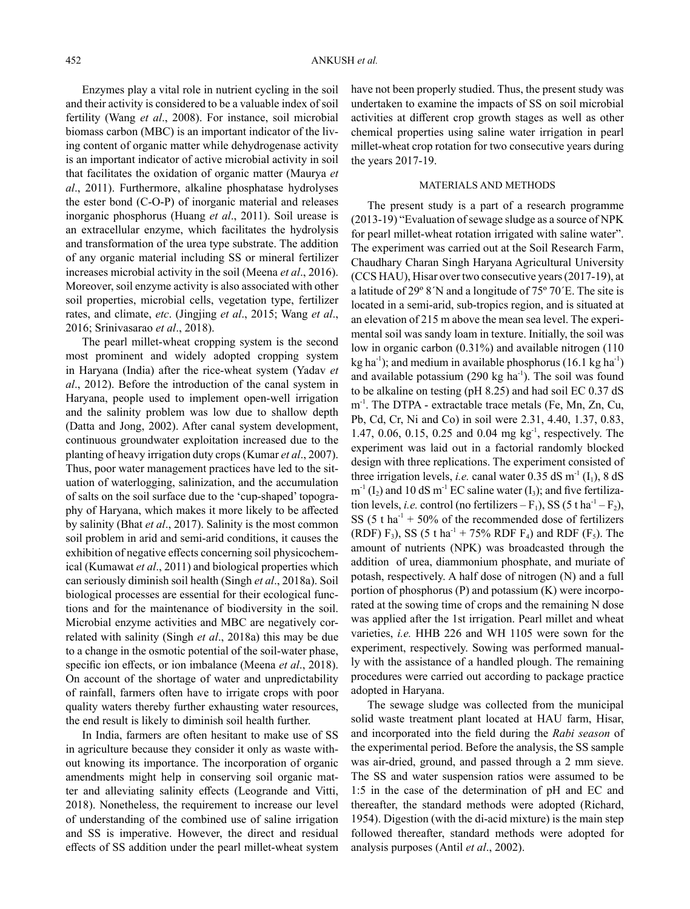Enzymes play a vital role in nutrient cycling in the soil and their activity is considered to be a valuable index of soil fertility (Wang *et al*., 2008). For instance, soil microbial biomass carbon (MBC) is an important indicator of the living content of organic matter while dehydrogenase activity is an important indicator of active microbial activity in soil that facilitates the oxidation of organic matter (Maurya *et al*., 2011). Furthermore, alkaline phosphatase hydrolyses the ester bond (C-O-P) of inorganic material and releases inorganic phosphorus (Huang *et al*., 2011). Soil urease is an extracellular enzyme, which facilitates the hydrolysis and transformation of the urea type substrate. The addition of any organic material including SS or mineral fertilizer increases microbial activity in the soil (Meena *et al*., 2016). Moreover, soil enzyme activity is also associated with other soil properties, microbial cells, vegetation type, fertilizer rates, and climate, *etc*. (Jingjing *et al*., 2015; Wang *et al*., 2016; Srinivasarao *et al*., 2018).

The pearl millet-wheat cropping system is the second most prominent and widely adopted cropping system in Haryana (India) after the rice-wheat system (Yadav *et al*., 2012). Before the introduction of the canal system in Haryana, people used to implement open-well irrigation and the salinity problem was low due to shallow depth (Datta and Jong, 2002). After canal system development, continuous groundwater exploitation increased due to the planting of heavy irrigation duty crops (Kumar *et al*., 2007). Thus, poor water management practices have led to the situation of waterlogging, salinization, and the accumulation of salts on the soil surface due to the 'cup-shaped' topography of Haryana, which makes it more likely to be affected by salinity (Bhat *et al*., 2017). Salinity is the most common soil problem in arid and semi-arid conditions, it causes the exhibition of negative effects concerning soil physicochemical (Kumawat *et al*., 2011) and biological properties which can seriously diminish soil health (Singh *et al*., 2018a). Soil biological processes are essential for their ecological functions and for the maintenance of biodiversity in the soil. Microbial enzyme activities and MBC are negatively correlated with salinity (Singh *et al*., 2018a) this may be due to a change in the osmotic potential of the soil-water phase, specific ion effects, or ion imbalance (Meena *et al*., 2018). On account of the shortage of water and unpredictability of rainfall, farmers often have to irrigate crops with poor quality waters thereby further exhausting water resources, the end result is likely to diminish soil health further.

In India, farmers are often hesitant to make use of SS in agriculture because they consider it only as waste without knowing its importance. The incorporation of organic amendments might help in conserving soil organic matter and alleviating salinity effects (Leogrande and Vitti, 2018). Nonetheless, the requirement to increase our level of understanding of the combined use of saline irrigation and SS is imperative. However, the direct and residual effects of SS addition under the pearl millet-wheat system have not been properly studied. Thus, the present study was undertaken to examine the impacts of SS on soil microbial activities at different crop growth stages as well as other chemical properties using saline water irrigation in pearl millet-wheat crop rotation for two consecutive years during the years 2017-19.

## MATERIALS AND METHODS

The present study is a part of a research programme (2013-19) "Evaluation of sewage sludge as a source of NPK for pearl millet-wheat rotation irrigated with saline water". The experiment was carried out at the Soil Research Farm, Chaudhary Charan Singh Haryana Agricultural University (CCS HAU), Hisar over two consecutive years (2017-19), at a latitude of 29º 8´N and a longitude of 75º 70´E. The site is located in a semi-arid, sub-tropics region, and is situated at an elevation of 215 m above the mean sea level. The experimental soil was sandy loam in texture. Initially, the soil was low in organic carbon (0.31%) and available nitrogen (110 kg $ha^{-1}$); and medium in available phosphorus (16.1 kg $ha^{-1}$) and available potassium (290 kg $ha^{-1}$). The soil was found to be alkaline on testing (pH 8.25) and had soil EC 0.37 dS $m^{-1}$. The DTPA - extractable trace metals (Fe, Mn, Zn, Cu, Pb, Cd, Cr, Ni and Co) in soil were 2.31, 4.40, 1.37, 0.83, 1.47, 0.06, 0.15, 0.25 and 0.04 mg $kg^{-1}$, respectively. The experiment was laid out in a factorial randomly blocked design with three replications. The experiment consisted of three irrigation levels, *i.e.* canal water 0.35 dS $m^{-1}$ ($I_1$), 8 dS $m^{-1}$ ($I_2$) and 10 dS $m^{-1}$ EC saline water ($I_3$); and five fertilization levels, *i.e.* control (no fertilizers – $F_1$), SS (5 t $ha^{-1}$ – $F_2$), SS (5 t $ha^{-1}$ + 50% of the recommended dose of fertilizers (RDF) $F_3$), SS (5 t $ha^{-1}$ + 75% RDF $F_4$) and RDF ($F_5$). The amount of nutrients (NPK) was broadcasted through the addition of urea, diammonium phosphate, and muriate of potash, respectively. A half dose of nitrogen (N) and a full portion of phosphorus (P) and potassium (K) were incorporated at the sowing time of crops and the remaining N dose was applied after the 1st irrigation. Pearl millet and wheat varieties, *i.e.* HHB 226 and WH 1105 were sown for the experiment, respectively. Sowing was performed manually with the assistance of a handled plough. The remaining procedures were carried out according to package practice adopted in Haryana.

The sewage sludge was collected from the municipal solid waste treatment plant located at HAU farm, Hisar, and incorporated into the field during the *Rabi season* of the experimental period. Before the analysis, the SS sample was air-dried, ground, and passed through a 2 mm sieve. The SS and water suspension ratios were assumed to be 1:5 in the case of the determination of pH and EC and thereafter, the standard methods were adopted (Richard, 1954). Digestion (with the di-acid mixture) is the main step followed thereafter, standard methods were adopted for analysis purposes (Antil *et al*., 2002).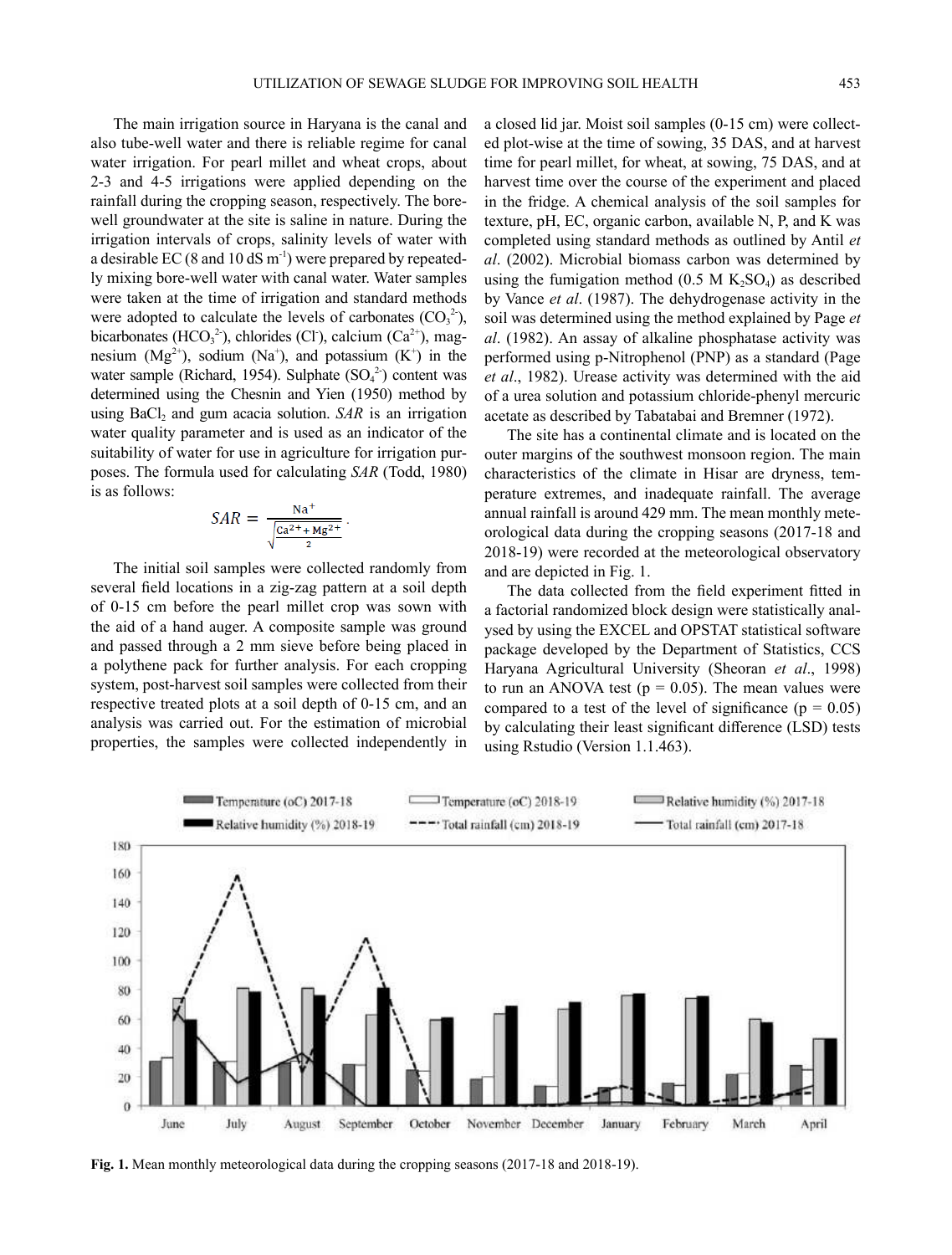The main irrigation source in Haryana is the canal and also tube-well water and there is reliable regime for canal water irrigation. For pearl millet and wheat crops, about 2-3 and 4-5 irrigations were applied depending on the rainfall during the cropping season, respectively. The bore-well groundwater at the site is saline in nature. During the irrigation intervals of crops, salinity levels of water with a desirable EC (8 and 10 dS $m^{-1}$) were prepared by repeatedly mixing bore-well water with canal water. Water samples were taken at the time of irrigation and standard methods were adopted to calculate the levels of carbonates ($CO_3^{2-}$), bicarbonates ($HCO_3^{2-}$), chlorides ($Cl^-$), calcium ($Ca^{2+}$), magnesium ($Mg^{2+}$), sodium ($Na^+$), and potassium ($K^+$) in the water sample (Richard, 1954). Sulphate ($SO_4^{2-}$) content was determined using the Chesnin and Yien (1950) method by using $BaCl_2$ and gum acacia solution. *SAR* is an irrigation water quality parameter and is used as an indicator of the suitability of water for use in agriculture for irrigation purposes. The formula used for calculating *SAR* (Todd, 1980) is as follows:

$$SAR = \frac{Na^+}{\sqrt{\frac{Ca^{2+} + Mg^{2+}}{2}}}.$$

The initial soil samples were collected randomly from several field locations in a zig-zag pattern at a soil depth of 0-15 cm before the pearl millet crop was sown with the aid of a hand auger. A composite sample was ground and passed through a 2 mm sieve before being placed in a polythene pack for further analysis. For each cropping system, post-harvest soil samples were collected from their respective treated plots at a soil depth of 0-15 cm, and an analysis was carried out. For the estimation of microbial properties, the samples were collected independently in a closed lid jar. Moist soil samples (0-15 cm) were collected plot-wise at the time of sowing, 35 DAS, and at harvest time for pearl millet, for wheat, at sowing, 75 DAS, and at harvest time over the course of the experiment and placed in the fridge. A chemical analysis of the soil samples for texture, pH, EC, organic carbon, available N, P, and K was completed using standard methods as outlined by Antil *et al*. (2002). Microbial biomass carbon was determined by using the fumigation method (0.5 M $K_2SO_4$) as described by Vance *et al*. (1987). The dehydrogenase activity in the soil was determined using the method explained by Page *et al*. (1982). An assay of alkaline phosphatase activity was performed using p-Nitrophenol (PNP) as a standard (Page *et al*., 1982). Urease activity was determined with the aid of a urea solution and potassium chloride-phenyl mercuric acetate as described by Tabatabai and Bremner (1972).

The site has a continental climate and is located on the outer margins of the southwest monsoon region. The main characteristics of the climate in Hisar are dryness, temperature extremes, and inadequate rainfall. The average annual rainfall is around 429 mm. The mean monthly meteorological data during the cropping seasons (2017-18 and 2018-19) were recorded at the meteorological observatory and are depicted in Fig. 1.

The data collected from the field experiment fitted in a factorial randomized block design were statistically analysed by using the EXCEL and OPSTAT statistical software package developed by the Department of Statistics, CCS Haryana Agricultural University (Sheoran *et al*., 1998) to run an ANOVA test ($p = 0.05$). The mean values were compared to a test of the level of significance ($p = 0.05$) by calculating their least significant difference (LSD) tests using Rstudio (Version 1.1.463).

**Fig. 1.** Mean monthly meteorological data during the cropping seasons (2017-18 and 2018-19).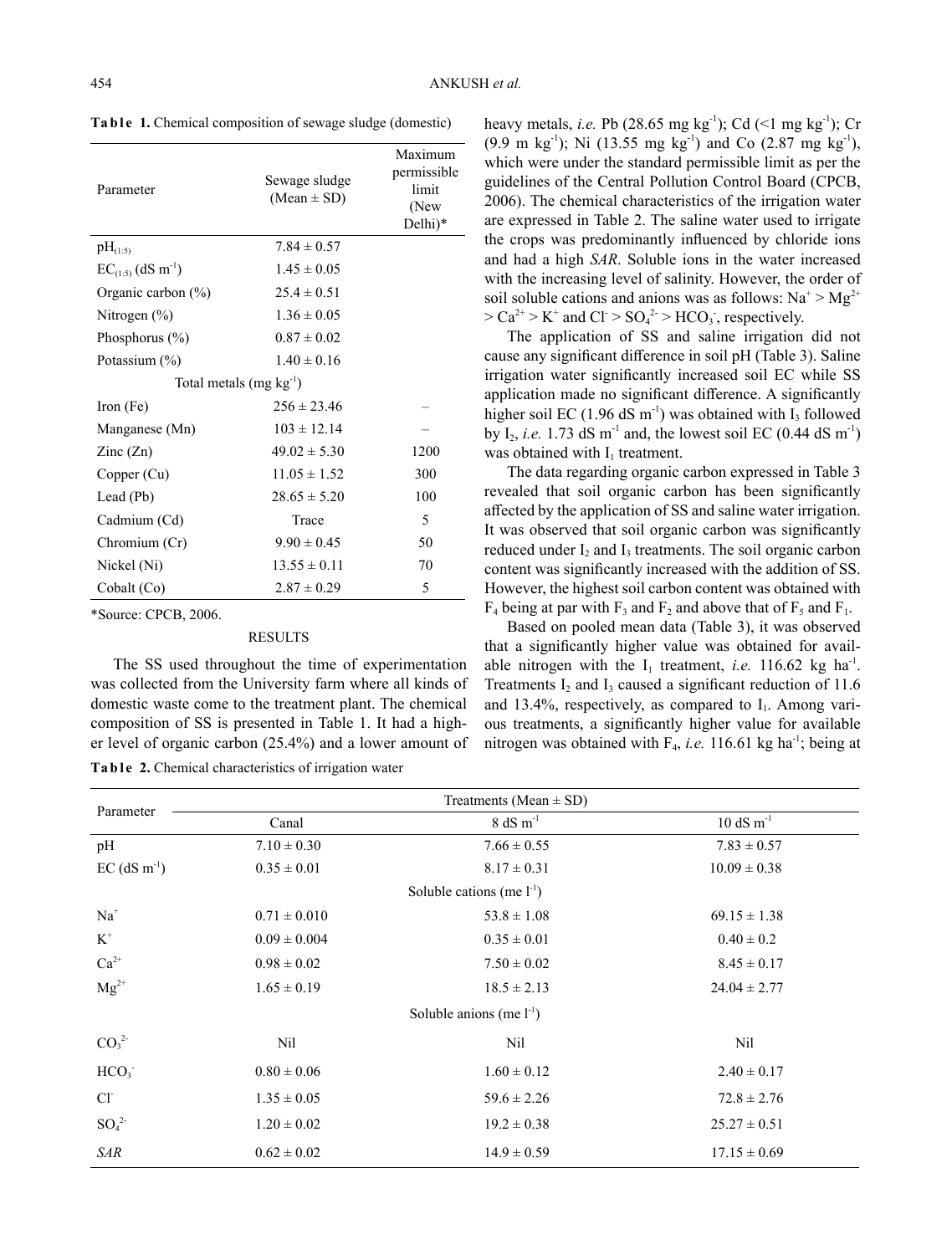**Table 1.** Chemical composition of sewage sludge (domestic)

| Parameter | Sewage sludge (Mean ± SD) | Maximum permissible limit (New Delhi)* |
|---|---|---|
| $pH_{(1:5)}$ | 7.84 ± 0.57 | |
| $EC_{(1:5)}$ (dS $m^{-1}$) | 1.45 ± 0.05 | |
| Organic carbon (%) | 25.4 ± 0.51 | |
| Nitrogen (%) | 1.36 ± 0.05 | |
| Phosphorus (%) | 0.87 ± 0.02 | |
| Potassium (%) | 1.40 ± 0.16 | |
| Total metals (mg $kg^{-1}$) | | |
| Iron (Fe) | 256 ± 23.46 | – |
| Manganese (Mn) | 103 ± 12.14 | – |
| Zinc (Zn) | 49.02 ± 5.30 | 1200 |
| Copper (Cu) | 11.05 ± 1.52 | 300 |
| Lead (Pb) | 28.65 ± 5.20 | 100 |
| Cadmium (Cd) | Trace | 5 |
| Chromium (Cr) | 9.90 ± 0.45 | 50 |
| Nickel (Ni) | 13.55 ± 0.11 | 70 |
| Cobalt (Co) | 2.87 ± 0.29 | 5 |

*Source: CPCB, 2006.

## RESULTS

The SS used throughout the time of experimentation was collected from the University farm where all kinds of domestic waste come to the treatment plant. The chemical composition of SS is presented in Table 1. It had a higher level of organic carbon (25.4%) and a lower amount of heavy metals, *i.e.* Pb (28.65 mg $kg^{-1}$); Cd (<1 mg $kg^{-1}$); Cr (9.9 m $kg^{-1}$); Ni (13.55 mg $kg^{-1}$) and Co (2.87 mg $kg^{-1}$), which were under the standard permissible limit as per the guidelines of the Central Pollution Control Board (CPCB, 2006). The chemical characteristics of the irrigation water are expressed in Table 2. The saline water used to irrigate the crops was predominantly influenced by chloride ions and had a high *SAR*. Soluble ions in the water increased with the increasing level of salinity. However, the order of soil soluble cations and anions was as follows: $Na^+ > Mg^{2+} > Ca^{2+} > K^+$ and $Cl^- > SO_4^{2-} > HCO_3^-$, respectively.

The application of SS and saline irrigation did not cause any significant difference in soil pH (Table 3). Saline irrigation water significantly increased soil EC while SS application made no significant difference. A significantly higher soil EC (1.96 dS $m^{-1}$) was obtained with $I_3$ followed by $I_2$, *i.e.* 1.73 dS $m^{-1}$ and, the lowest soil EC (0.44 dS $m^{-1}$) was obtained with $I_1$ treatment.

The data regarding organic carbon expressed in Table 3 revealed that soil organic carbon has been significantly affected by the application of SS and saline water irrigation. It was observed that soil organic carbon was significantly reduced under $I_2$ and $I_3$ treatments. The soil organic carbon content was significantly increased with the addition of SS. However, the highest soil carbon content was obtained with $F_4$ being at par with $F_3$ and $F_2$ and above that of $F_5$ and $F_1$.

Based on pooled mean data (Table 3), it was observed that a significantly higher value was obtained for available nitrogen with the $I_1$ treatment, *i.e.* 116.62 kg $ha^{-1}$. Treatments $I_2$ and $I_3$ caused a significant reduction of 11.6 and 13.4%, respectively, as compared to $I_1$. Among various treatments, a significantly higher value for available nitrogen was obtained with $F_4$, *i.e.* 116.61 kg $ha^{-1}$; being at

**Table 2.** Chemical characteristics of irrigation water

| Parameter | Treatments (Mean ± SD) | | |
|---|---|---|---|
| | Canal | 8 dS $m^{-1}$ | 10 dS $m^{-1}$ |
| pH | 7.10 ± 0.30 | 7.66 ± 0.55 | 7.83 ± 0.57 |
| EC (dS $m^{-1}$) | 0.35 ± 0.01 | 8.17 ± 0.31 | 10.09 ± 0.38 |
| Soluble cations (me $l^{-1}$) | | | |
| $Na^+$ | 0.71 ± 0.010 | 53.8 ± 1.08 | 69.15 ± 1.38 |
| $K^+$ | 0.09 ± 0.004 | 0.35 ± 0.01 | 0.40 ± 0.2 |
| $Ca^{2+}$ | 0.98 ± 0.02 | 7.50 ± 0.02 | 8.45 ± 0.17 |
| $Mg^{2+}$ | 1.65 ± 0.19 | 18.5 ± 2.13 | 24.04 ± 2.77 |
| Soluble anions (me $l^{-1}$) | | | |
| $CO_3^{2-}$ | Nil | Nil | Nil |
| $HCO_3^-$ | 0.80 ± 0.06 | 1.60 ± 0.12 | 2.40 ± 0.17 |
| $Cl^-$ | 1.35 ± 0.05 | 59.6 ± 2.26 | 72.8 ± 2.76 |
| $SO_4^{2-}$ | 1.20 ± 0.02 | 19.2 ± 0.38 | 25.27 ± 0.51 |
| *SAR* | 0.62 ± 0.02 | 14.9 ± 0.59 | 17.15 ± 0.69 |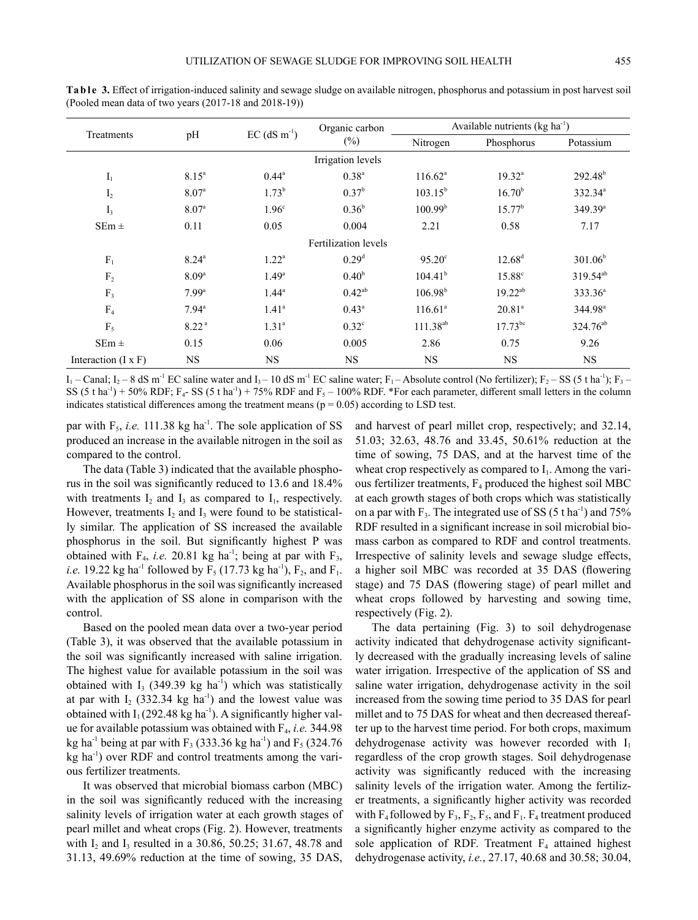**Table 3.** Effect of irrigation-induced salinity and sewage sludge on available nitrogen, phosphorus and potassium in post harvest soil (Pooled mean data of two years (2017-18 and 2018-19))

| Treatments | pH | EC (dS $m^{-1}$) | Organic carbon (%) | Available nutrients (kg $ha^{-1}$) | | |
|---|---|---|---|---|---|---|
| | | | | Nitrogen | Phosphorus | Potassium |
| Irrigation levels | | | | | | |
| $I_1$ | 8.15$^a$ | 0.44$^a$ | 0.38$^a$ | 116.62$^a$ | 19.32$^a$ | 292.48$^b$ |
| $I_2$ | 8.07$^a$ | 1.73$^b$ | 0.37$^b$ | 103.15$^b$ | 16.70$^b$ | 332.34$^a$ |
| $I_3$ | 8.07$^a$ | 1.96$^c$ | 0.36$^b$ | 100.99$^b$ | 15.77$^b$ | 349.39$^a$ |
| SEm ± | 0.11 | 0.05 | 0.004 | 2.21 | 0.58 | 7.17 |
| Fertilization levels | | | | | | |
| $F_1$ | 8.24$^a$ | 1.22$^a$ | 0.29$^d$ | 95.20$^c$ | 12.68$^d$ | 301.06$^b$ |
| $F_2$ | 8.09$^a$ | 1.49$^a$ | 0.40$^b$ | 104.41$^b$ | 15.88$^c$ | 319.54$^{ab}$ |
| $F_3$ | 7.99$^a$ | 1.44$^a$ | 0.42$^{ab}$ | 106.98$^b$ | 19.22$^{ab}$ | 333.36$^a$ |
| $F_4$ | 7.94$^a$ | 1.41$^a$ | 0.43$^a$ | 116.61$^a$ | 20.81$^a$ | 344.98$^a$ |
| $F_5$ | 8.22$^a$ | 1.31$^a$ | 0.32$^c$ | 111.38$^{ab}$ | 17.73$^{bc}$ | 324.76$^{ab}$ |
| SEm ± | 0.15 | 0.06 | 0.005 | 2.86 | 0.75 | 9.26 |
| Interaction (I x F) | NS | NS | NS | NS | NS | NS |

$I_1$ – Canal; $I_2$ – 8 dS $m^{-1}$ EC saline water and $I_3$ – 10 dS $m^{-1}$ EC saline water; $F_1$ – Absolute control (No fertilizer); $F_2$ – SS (5 t $ha^{-1}$); $F_3$ – SS (5 t $ha^{-1}$) + 50% RDF; $F_4$- SS (5 t $ha^{-1}$) + 75% RDF and $F_5$ – 100% RDF. *For each parameter, different small letters in the column indicates statistical differences among the treatment means (p = 0.05) according to LSD test.

par with $F_5$, *i.e.* 111.38 kg $ha^{-1}$. The sole application of SS produced an increase in the available nitrogen in the soil as compared to the control.

The data (Table 3) indicated that the available phosphorus in the soil was significantly reduced to 13.6 and 18.4% with treatments $I_2$ and $I_3$ as compared to $I_1$, respectively. However, treatments $I_2$ and $I_3$ were found to be statistically similar. The application of SS increased the available phosphorus in the soil. But significantly highest P was obtained with $F_4$, *i.e.* 20.81 kg $ha^{-1}$; being at par with $F_3$, *i.e.* 19.22 kg $ha^{-1}$ followed by $F_5$ (17.73 kg $ha^{-1}$), $F_2$, and $F_1$. Available phosphorus in the soil was significantly increased with the application of SS alone in comparison with the control.

Based on the pooled mean data over a two-year period (Table 3), it was observed that the available potassium in the soil was significantly increased with saline irrigation. The highest value for available potassium in the soil was obtained with $I_3$ (349.39 kg $ha^{-1}$) which was statistically at par with $I_2$ (332.34 kg $ha^{-1}$) and the lowest value was obtained with $I_1$ (292.48 kg $ha^{-1}$). A significantly higher value for available potassium was obtained with $F_4$, *i.e.* 344.98 kg $ha^{-1}$ being at par with $F_3$ (333.36 kg $ha^{-1}$) and $F_5$ (324.76 kg $ha^{-1}$) over RDF and control treatments among the various fertilizer treatments.

It was observed that microbial biomass carbon (MBC) in the soil was significantly reduced with the increasing salinity levels of irrigation water at each growth stages of pearl millet and wheat crops (Fig. 2). However, treatments with $I_2$ and $I_3$ resulted in a 30.86, 50.25; 31.67, 48.78 and 31.13, 49.69% reduction at the time of sowing, 35 DAS, and harvest of pearl millet crop, respectively; and 32.14, 51.03; 32.63, 48.76 and 33.45, 50.61% reduction at the time of sowing, 75 DAS, and at the harvest time of the wheat crop respectively as compared to $I_1$. Among the various fertilizer treatments, $F_4$ produced the highest soil MBC at each growth stages of both crops which was statistically on a par with $F_3$. The integrated use of SS (5 t $ha^{-1}$) and 75% RDF resulted in a significant increase in soil microbial biomass carbon as compared to RDF and control treatments. Irrespective of salinity levels and sewage sludge effects, a higher soil MBC was recorded at 35 DAS (flowering stage) and 75 DAS (flowering stage) of pearl millet and wheat crops followed by harvesting and sowing time, respectively (Fig. 2).

The data pertaining (Fig. 3) to soil dehydrogenase activity indicated that dehydrogenase activity significantly decreased with the gradually increasing levels of saline water irrigation. Irrespective of the application of SS and saline water irrigation, dehydrogenase activity in the soil increased from the sowing time period to 35 DAS for pearl millet and to 75 DAS for wheat and then decreased thereafter up to the harvest time period. For both crops, maximum dehydrogenase activity was however recorded with $I_1$ regardless of the crop growth stages. Soil dehydrogenase activity was significantly reduced with the increasing salinity levels of the irrigation water. Among the fertilizer treatments, a significantly higher activity was recorded with $F_4$ followed by $F_3$, $F_2$, $F_5$, and $F_1$. $F_4$ treatment produced a significantly higher enzyme activity as compared to the sole application of RDF. Treatment $F_4$ attained highest dehydrogenase activity, *i.e.*, 27.17, 40.68 and 30.58; 30.04,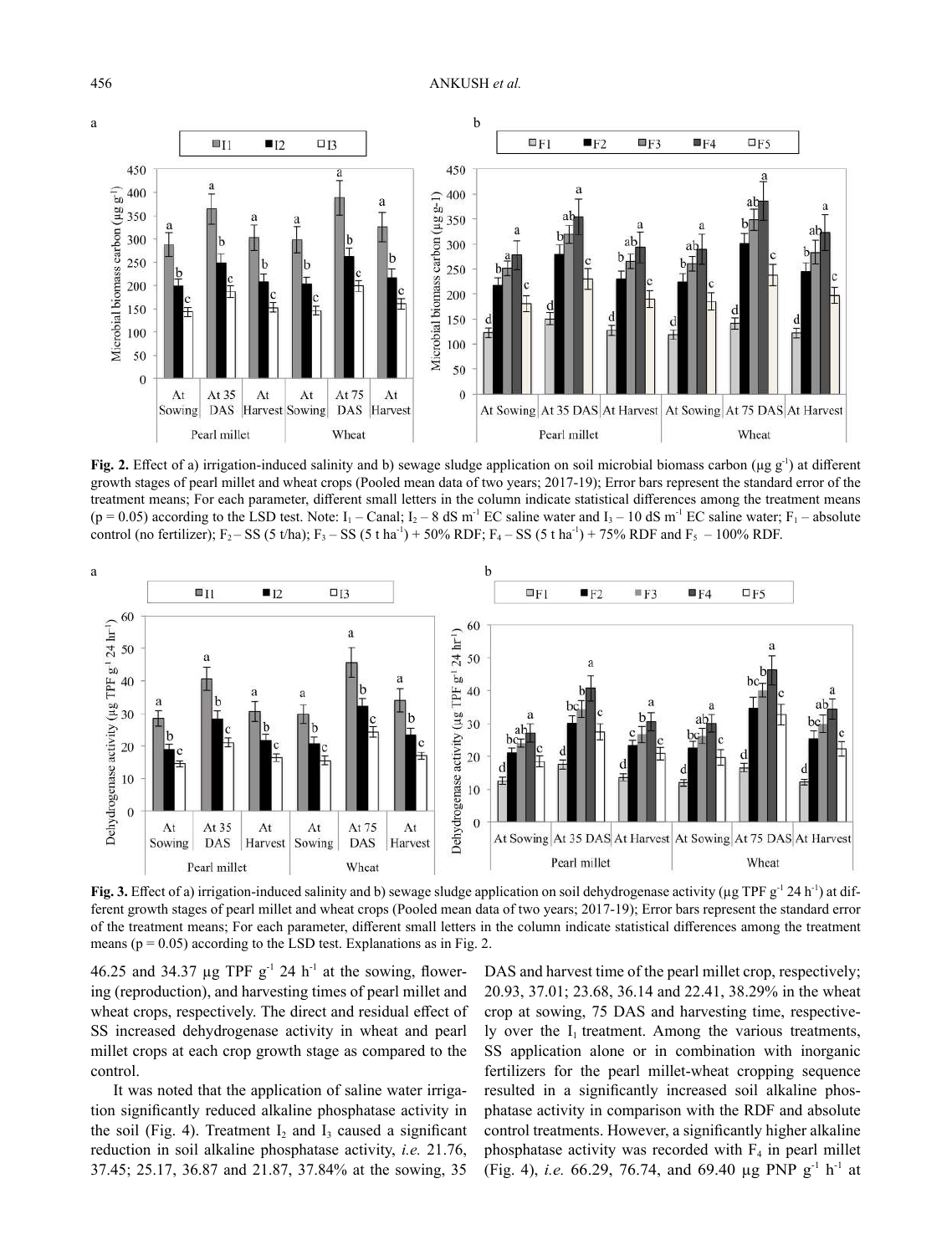**Fig. 2.** Effect of a) irrigation-induced salinity and b) sewage sludge application on soil microbial biomass carbon (μg $g^{-1}$) at different growth stages of pearl millet and wheat crops (Pooled mean data of two years; 2017-19); Error bars represent the standard error of the treatment means; For each parameter, different small letters in the column indicate statistical differences among the treatment means ($p = 0.05$) according to the LSD test. Note: $I_1$ – Canal; $I_2$ – 8 dS $m^{-1}$ EC saline water and $I_3$ – 10 dS $m^{-1}$ EC saline water; $F_1$ – absolute control (no fertilizer); $F_2$ – SS (5 t/ha); $F_3$ – SS (5 t $ha^{-1}$) + 50% RDF; $F_4$ – SS (5 t $ha^{-1}$) + 75% RDF and $F_5$ – 100% RDF.

**Fig. 3.** Effect of a) irrigation-induced salinity and b) sewage sludge application on soil dehydrogenase activity (μg TPF $g^{-1}$ 24 $h^{-1}$) at different growth stages of pearl millet and wheat crops (Pooled mean data of two years; 2017-19); Error bars represent the standard error of the treatment means; For each parameter, different small letters in the column indicate statistical differences among the treatment means ($p = 0.05$) according to the LSD test. Explanations as in Fig. 2.

46.25 and 34.37 μg TPF $g^{-1}$ 24 $h^{-1}$ at the sowing, flowering (reproduction), and harvesting times of pearl millet and wheat crops, respectively. The direct and residual effect of SS increased dehydrogenase activity in wheat and pearl millet crops at each crop growth stage as compared to the control.

It was noted that the application of saline water irrigation significantly reduced alkaline phosphatase activity in the soil (Fig. 4). Treatment $I_2$ and $I_3$ caused a significant reduction in soil alkaline phosphatase activity, *i.e.* 21.76, 37.45; 25.17, 36.87 and 21.87, 37.84% at the sowing, 35 DAS and harvest time of the pearl millet crop, respectively; 20.93, 37.01; 23.68, 36.14 and 22.41, 38.29% in the wheat crop at sowing, 75 DAS and harvesting time, respectively over the $I_1$ treatment. Among the various treatments, SS application alone or in combination with inorganic fertilizers for the pearl millet-wheat cropping sequence resulted in a significantly increased soil alkaline phosphatase activity in comparison with the RDF and absolute control treatments. However, a significantly higher alkaline phosphatase activity was recorded with $F_4$ in pearl millet (Fig. 4), *i.e.* 66.29, 76.74, and 69.40 μg PNP $g^{-1}$ $h^{-1}$ at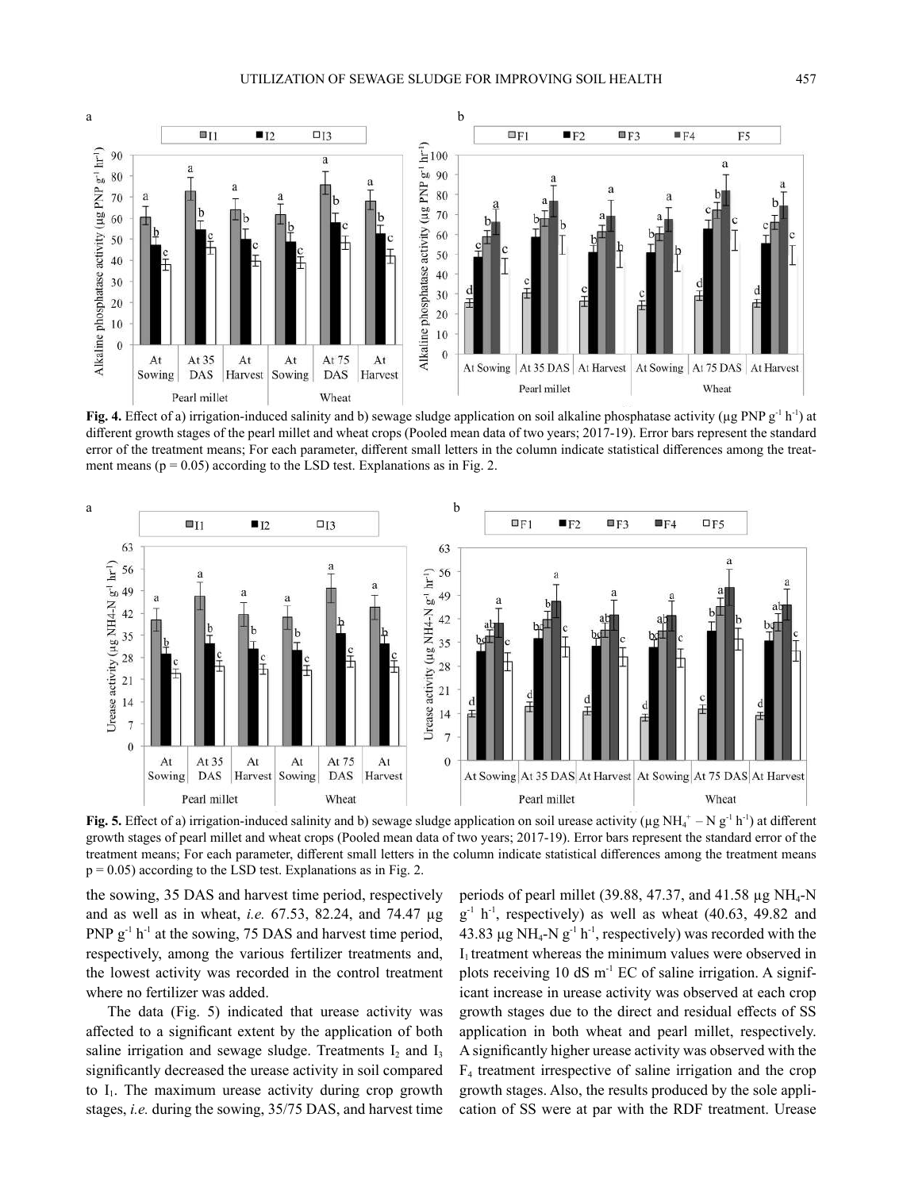**Fig. 4.** Effect of a) irrigation-induced salinity and b) sewage sludge application on soil alkaline phosphatase activity (µg PNP $g^{-1}$ $h^{-1}$) at different growth stages of the pearl millet and wheat crops (Pooled mean data of two years; 2017-19). Error bars represent the standard error of the treatment means; For each parameter, different small letters in the column indicate statistical differences among the treatment means (p = 0.05) according to the LSD test. Explanations as in Fig. 2.

**Fig. 5.** Effect of a) irrigation-induced salinity and b) sewage sludge application on soil urease activity (µg $NH_4^+$ – N $g^{-1}$ $h^{-1}$) at different growth stages of pearl millet and wheat crops (Pooled mean data of two years; 2017-19). Error bars represent the standard error of the treatment means; For each parameter, different small letters in the column indicate statistical differences among the treatment means p = 0.05) according to the LSD test. Explanations as in Fig. 2.

the sowing, 35 DAS and harvest time period, respectively and as well as in wheat, *i.e.* 67.53, 82.24, and 74.47 µg PNP $g^{-1}$ $h^{-1}$ at the sowing, 75 DAS and harvest time period, respectively, among the various fertilizer treatments and, the lowest activity was recorded in the control treatment where no fertilizer was added.

The data (Fig. 5) indicated that urease activity was affected to a significant extent by the application of both saline irrigation and sewage sludge. Treatments $I_2$ and $I_3$ significantly decreased the urease activity in soil compared to $I_1$. The maximum urease activity during crop growth stages, *i.e.* during the sowing, 35/75 DAS, and harvest time periods of pearl millet (39.88, 47.37, and 41.58 µg $NH_4$-N $g^{-1}$ $h^{-1}$, respectively) as well as wheat (40.63, 49.82 and 43.83 µg $NH_4$-N $g^{-1}$ $h^{-1}$, respectively) was recorded with the $I_1$ treatment whereas the minimum values were observed in plots receiving 10 dS $m^{-1}$ EC of saline irrigation. A significant increase in urease activity was observed at each crop growth stages due to the direct and residual effects of SS application in both wheat and pearl millet, respectively. A significantly higher urease activity was observed with the $F_4$ treatment irrespective of saline irrigation and the crop growth stages. Also, the results produced by the sole application of SS were at par with the RDF treatment. Urease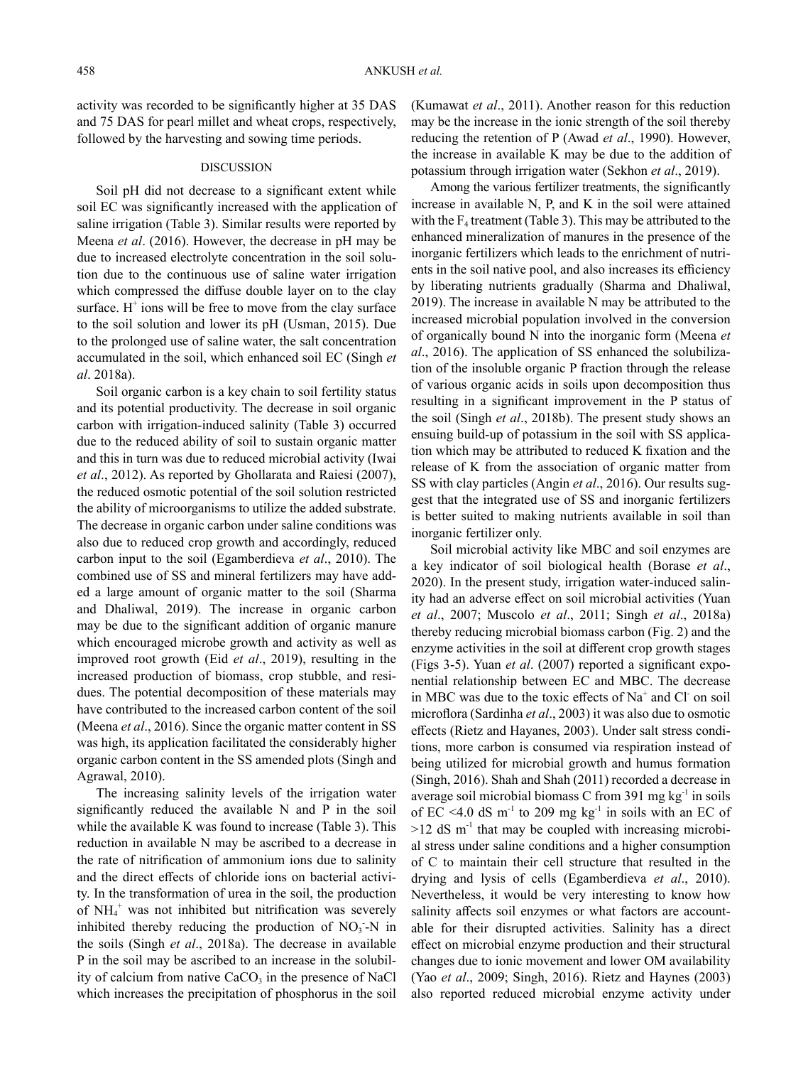activity was recorded to be significantly higher at 35 DAS and 75 DAS for pearl millet and wheat crops, respectively, followed by the harvesting and sowing time periods.

## DISCUSSION

Soil pH did not decrease to a significant extent while soil EC was significantly increased with the application of saline irrigation (Table 3). Similar results were reported by Meena *et al*. (2016). However, the decrease in pH may be due to increased electrolyte concentration in the soil solution due to the continuous use of saline water irrigation which compressed the diffuse double layer on to the clay surface. $H^+$ ions will be free to move from the clay surface to the soil solution and lower its pH (Usman, 2015). Due to the prolonged use of saline water, the salt concentration accumulated in the soil, which enhanced soil EC (Singh *et al*. 2018a).

Soil organic carbon is a key chain to soil fertility status and its potential productivity. The decrease in soil organic carbon with irrigation-induced salinity (Table 3) occurred due to the reduced ability of soil to sustain organic matter and this in turn was due to reduced microbial activity (Iwai *et al*., 2012). As reported by Ghollarata and Raiesi (2007), the reduced osmotic potential of the soil solution restricted the ability of microorganisms to utilize the added substrate. The decrease in organic carbon under saline conditions was also due to reduced crop growth and accordingly, reduced carbon input to the soil (Egamberdieva *et al*., 2010). The combined use of SS and mineral fertilizers may have added a large amount of organic matter to the soil (Sharma and Dhaliwal, 2019). The increase in organic carbon may be due to the significant addition of organic manure which encouraged microbe growth and activity as well as improved root growth (Eid *et al*., 2019), resulting in the increased production of biomass, crop stubble, and residues. The potential decomposition of these materials may have contributed to the increased carbon content of the soil (Meena *et al*., 2016). Since the organic matter content in SS was high, its application facilitated the considerably higher organic carbon content in the SS amended plots (Singh and Agrawal, 2010).

The increasing salinity levels of the irrigation water significantly reduced the available N and P in the soil while the available K was found to increase (Table 3). This reduction in available N may be ascribed to a decrease in the rate of nitrification of ammonium ions due to salinity and the direct effects of chloride ions on bacterial activity. In the transformation of urea in the soil, the production of $NH_4^+$ was not inhibited but nitrification was severely inhibited thereby reducing the production of $NO_3^-$-N in the soils (Singh *et al*., 2018a). The decrease in available P in the soil may be ascribed to an increase in the solubility of calcium from native $CaCO_3$ in the presence of NaCl which increases the precipitation of phosphorus in the soil (Kumawat *et al*., 2011). Another reason for this reduction may be the increase in the ionic strength of the soil thereby reducing the retention of P (Awad *et al*., 1990). However, the increase in available K may be due to the addition of potassium through irrigation water (Sekhon *et al*., 2019).

Among the various fertilizer treatments, the significantly increase in available N, P, and K in the soil were attained with the $F_4$ treatment (Table 3). This may be attributed to the enhanced mineralization of manures in the presence of the inorganic fertilizers which leads to the enrichment of nutrients in the soil native pool, and also increases its efficiency by liberating nutrients gradually (Sharma and Dhaliwal, 2019). The increase in available N may be attributed to the increased microbial population involved in the conversion of organically bound N into the inorganic form (Meena *et al*., 2016). The application of SS enhanced the solubilization of the insoluble organic P fraction through the release of various organic acids in soils upon decomposition thus resulting in a significant improvement in the P status of the soil (Singh *et al*., 2018b). The present study shows an ensuing build-up of potassium in the soil with SS application which may be attributed to reduced K fixation and the release of K from the association of organic matter from SS with clay particles (Angin *et al*., 2016). Our results suggest that the integrated use of SS and inorganic fertilizers is better suited to making nutrients available in soil than inorganic fertilizer only.

Soil microbial activity like MBC and soil enzymes are a key indicator of soil biological health (Borase *et al*., 2020). In the present study, irrigation water-induced salinity had an adverse effect on soil microbial activities (Yuan *et al*., 2007; Muscolo *et al*., 2011; Singh *et al*., 2018a) thereby reducing microbial biomass carbon (Fig. 2) and the enzyme activities in the soil at different crop growth stages (Figs 3-5). Yuan *et al*. (2007) reported a significant exponential relationship between EC and MBC. The decrease in MBC was due to the toxic effects of $Na^+$ and $Cl^-$ on soil microflora (Sardinha *et al*., 2003) it was also due to osmotic effects (Rietz and Hayanes, 2003). Under salt stress conditions, more carbon is consumed via respiration instead of being utilized for microbial growth and humus formation (Singh, 2016). Shah and Shah (2011) recorded a decrease in average soil microbial biomass C from 391 mg $kg^{-1}$ in soils of EC <4.0 dS $m^{-1}$ to 209 mg $kg^{-1}$ in soils with an EC of >12 dS $m^{-1}$ that may be coupled with increasing microbial stress under saline conditions and a higher consumption of C to maintain their cell structure that resulted in the drying and lysis of cells (Egamberdieva *et al*., 2010). Nevertheless, it would be very interesting to know how salinity affects soil enzymes or what factors are accountable for their disrupted activities. Salinity has a direct effect on microbial enzyme production and their structural changes due to ionic movement and lower OM availability (Yao *et al*., 2009; Singh, 2016). Rietz and Haynes (2003) also reported reduced microbial enzyme activity under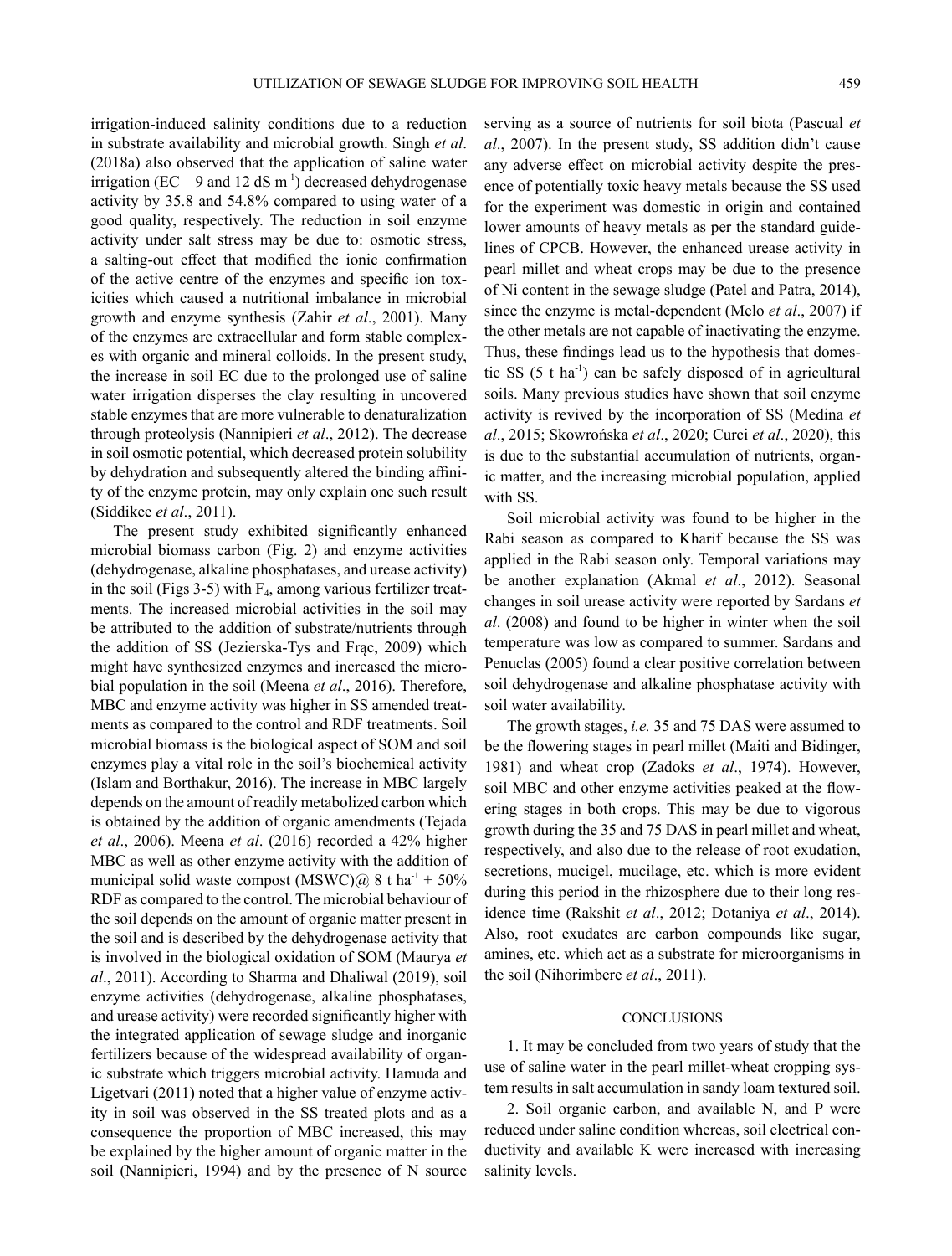irrigation-induced salinity conditions due to a reduction in substrate availability and microbial growth. Singh *et al*. (2018a) also observed that the application of saline water irrigation (EC – 9 and 12 dS $m^{-1}$) decreased dehydrogenase activity by 35.8 and 54.8% compared to using water of a good quality, respectively. The reduction in soil enzyme activity under salt stress may be due to: osmotic stress, a salting-out effect that modified the ionic confirmation of the active centre of the enzymes and specific ion toxicities which caused a nutritional imbalance in microbial growth and enzyme synthesis (Zahir *et al*., 2001). Many of the enzymes are extracellular and form stable complexes with organic and mineral colloids. In the present study, the increase in soil EC due to the prolonged use of saline water irrigation disperses the clay resulting in uncovered stable enzymes that are more vulnerable to denaturalization through proteolysis (Nannipieri *et al*., 2012). The decrease in soil osmotic potential, which decreased protein solubility by dehydration and subsequently altered the binding affinity of the enzyme protein, may only explain one such result (Siddikee *et al*., 2011).

The present study exhibited significantly enhanced microbial biomass carbon (Fig. 2) and enzyme activities (dehydrogenase, alkaline phosphatases, and urease activity) in the soil (Figs 3-5) with $F_4$, among various fertilizer treatments. The increased microbial activities in the soil may be attributed to the addition of substrate/nutrients through the addition of SS (Jezierska-Tys and Frąc, 2009) which might have synthesized enzymes and increased the microbial population in the soil (Meena *et al*., 2016). Therefore, MBC and enzyme activity was higher in SS amended treatments as compared to the control and RDF treatments. Soil microbial biomass is the biological aspect of SOM and soil enzymes play a vital role in the soil's biochemical activity (Islam and Borthakur, 2016). The increase in MBC largely depends on the amount of readily metabolized carbon which is obtained by the addition of organic amendments (Tejada *et al*., 2006). Meena *et al*. (2016) recorded a 42% higher MBC as well as other enzyme activity with the addition of municipal solid waste compost (MSWC)@ 8 t $ha^{-1}$ + 50% RDF as compared to the control. The microbial behaviour of the soil depends on the amount of organic matter present in the soil and is described by the dehydrogenase activity that is involved in the biological oxidation of SOM (Maurya *et al*., 2011). According to Sharma and Dhaliwal (2019), soil enzyme activities (dehydrogenase, alkaline phosphatases, and urease activity) were recorded significantly higher with the integrated application of sewage sludge and inorganic fertilizers because of the widespread availability of organic substrate which triggers microbial activity. Hamuda and Ligetvari (2011) noted that a higher value of enzyme activity in soil was observed in the SS treated plots and as a consequence the proportion of MBC increased, this may be explained by the higher amount of organic matter in the soil (Nannipieri, 1994) and by the presence of N source serving as a source of nutrients for soil biota (Pascual *et al*., 2007). In the present study, SS addition didn't cause any adverse effect on microbial activity despite the presence of potentially toxic heavy metals because the SS used for the experiment was domestic in origin and contained lower amounts of heavy metals as per the standard guidelines of CPCB. However, the enhanced urease activity in pearl millet and wheat crops may be due to the presence of Ni content in the sewage sludge (Patel and Patra, 2014), since the enzyme is metal-dependent (Melo *et al*., 2007) if the other metals are not capable of inactivating the enzyme. Thus, these findings lead us to the hypothesis that domestic SS (5 t $ha^{-1}$) can be safely disposed of in agricultural soils. Many previous studies have shown that soil enzyme activity is revived by the incorporation of SS (Medina *et al*., 2015; Skowrońska *et al*., 2020; Curci *et al*., 2020), this is due to the substantial accumulation of nutrients, organic matter, and the increasing microbial population, applied with SS.

Soil microbial activity was found to be higher in the Rabi season as compared to Kharif because the SS was applied in the Rabi season only. Temporal variations may be another explanation (Akmal *et al*., 2012). Seasonal changes in soil urease activity were reported by Sardans *et al*. (2008) and found to be higher in winter when the soil temperature was low as compared to summer. Sardans and Penuclas (2005) found a clear positive correlation between soil dehydrogenase and alkaline phosphatase activity with soil water availability.

The growth stages, *i.e.* 35 and 75 DAS were assumed to be the flowering stages in pearl millet (Maiti and Bidinger, 1981) and wheat crop (Zadoks *et al*., 1974). However, soil MBC and other enzyme activities peaked at the flowering stages in both crops. This may be due to vigorous growth during the 35 and 75 DAS in pearl millet and wheat, respectively, and also due to the release of root exudation, secretions, mucigel, mucilage, etc. which is more evident during this period in the rhizosphere due to their long residence time (Rakshit *et al*., 2012; Dotaniya *et al*., 2014). Also, root exudates are carbon compounds like sugar, amines, etc. which act as a substrate for microorganisms in the soil (Nihorimbere *et al*., 2011).

## CONCLUSIONS

1. It may be concluded from two years of study that the use of saline water in the pearl millet-wheat cropping system results in salt accumulation in sandy loam textured soil.

2. Soil organic carbon, and available N, and P were reduced under saline condition whereas, soil electrical conductivity and available K were increased with increasing salinity levels.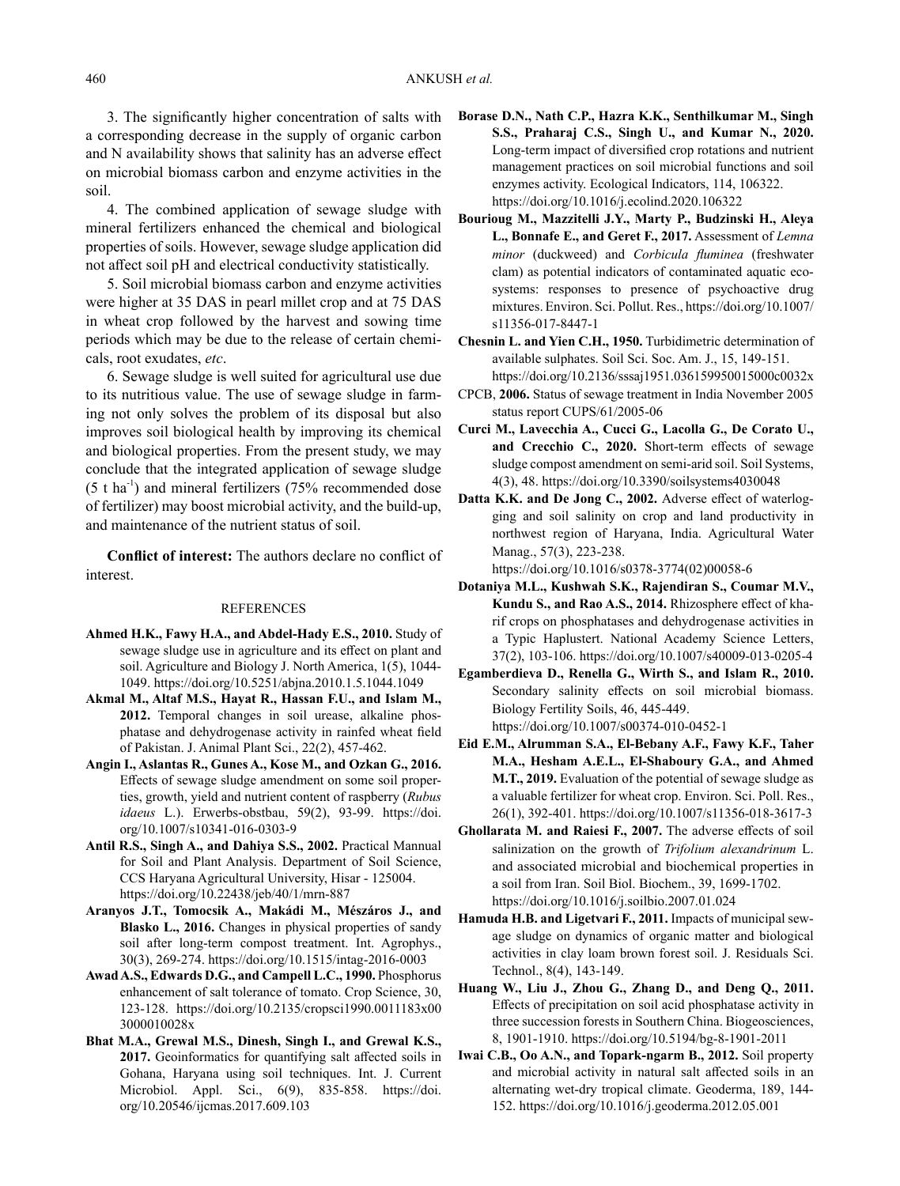3. The significantly higher concentration of salts with a corresponding decrease in the supply of organic carbon and N availability shows that salinity has an adverse effect on microbial biomass carbon and enzyme activities in the soil.

4. The combined application of sewage sludge with mineral fertilizers enhanced the chemical and biological properties of soils. However, sewage sludge application did not affect soil pH and electrical conductivity statistically.

5. Soil microbial biomass carbon and enzyme activities were higher at 35 DAS in pearl millet crop and at 75 DAS in wheat crop followed by the harvest and sowing time periods which may be due to the release of certain chemicals, root exudates, *etc*.

6. Sewage sludge is well suited for agricultural use due to its nutritious value. The use of sewage sludge in farming not only solves the problem of its disposal but also improves soil biological health by improving its chemical and biological properties. From the present study, we may conclude that the integrated application of sewage sludge (5 t $ha^{-1}$) and mineral fertilizers (75% recommended dose of fertilizer) may boost microbial activity, and the build-up, and maintenance of the nutrient status of soil.

**Conflict of interest:** The authors declare no conflict of interest.

## REFERENCES

**Ahmed H.K., Fawy H.A., and Abdel-Hady E.S., 2010.** Study of sewage sludge use in agriculture and its effect on plant and soil. Agriculture and Biology J. North America, 1(5), 1044-1049. https://doi.org/10.5251/abjna.2010.1.5.1044.1049

**Akmal M., Altaf M.S., Hayat R., Hassan F.U., and Islam M., 2012.** Temporal changes in soil urease, alkaline phosphatase and dehydrogenase activity in rainfed wheat field of Pakistan. J. Animal Plant Sci., 22(2), 457-462.

**Angin I., Aslantas R., Gunes A., Kose M., and Ozkan G., 2016.** Effects of sewage sludge amendment on some soil properties, growth, yield and nutrient content of raspberry (*Rubus idaeus* L.). Erwerbs-obstbau, 59(2), 93-99. https://doi.org/10.1007/s10341-016-0303-9

**Antil R.S., Singh A., and Dahiya S.S., 2002.** Practical Mannual for Soil and Plant Analysis. Department of Soil Science, CCS Haryana Agricultural University, Hisar - 125004. https://doi.org/10.22438/jeb/40/1/mrn-887

**Aranyos J.T., Tomocsik A., Makádi M., Mészáros J., and Blasko L., 2016.** Changes in physical properties of sandy soil after long-term compost treatment. Int. Agrophys., 30(3), 269-274. https://doi.org/10.1515/intag-2016-0003

**Awad A.S., Edwards D.G., and Campell L.C., 1990.** Phosphorus enhancement of salt tolerance of tomato. Crop Science, 30, 123-128. https://doi.org/10.2135/cropsci1990.0011183x003000010028x

**Bhat M.A., Grewal M.S., Dinesh, Singh I., and Grewal K.S., 2017.** Geoinformatics for quantifying salt affected soils in Gohana, Haryana using soil techniques. Int. J. Current Microbiol. Appl. Sci., 6(9), 835-858. https://doi.org/10.20546/ijcmas.2017.609.103

**Borase D.N., Nath C.P., Hazra K.K., Senthilkumar M., Singh S.S., Praharaj C.S., Singh U., and Kumar N., 2020.** Long-term impact of diversified crop rotations and nutrient management practices on soil microbial functions and soil enzymes activity. Ecological Indicators, 114, 106322. https://doi.org/10.1016/j.ecolind.2020.106322

**Bourioug M., Mazzitelli J.Y., Marty P., Budzinski H., Aleya L., Bonnafe E., and Geret F., 2017.** Assessment of *Lemna minor* (duckweed) and *Corbicula fluminea* (freshwater clam) as potential indicators of contaminated aquatic ecosystems: responses to presence of psychoactive drug mixtures. Environ. Sci. Pollut. Res., https://doi.org/10.1007/s11356-017-8447-1

**Chesnin L. and Yien C.H., 1950.** Turbidimetric determination of available sulphates. Soil Sci. Soc. Am. J., 15, 149-151. https://doi.org/10.2136/sssaj1951.036159950015000c0032x

CPCB, **2006.** Status of sewage treatment in India November 2005 status report CUPS/61/2005-06

**Curci M., Lavecchia A., Cucci G., Lacolla G., De Corato U., and Crecchio C., 2020.** Short-term effects of sewage sludge compost amendment on semi-arid soil. Soil Systems, 4(3), 48. https://doi.org/10.3390/soilsystems4030048

**Datta K.K. and De Jong C., 2002.** Adverse effect of waterlogging and soil salinity on crop and land productivity in northwest region of Haryana, India. Agricultural Water Manag., 57(3), 223-238. https://doi.org/10.1016/s0378-3774(02)00058-6

**Dotaniya M.L., Kushwah S.K., Rajendiran S., Coumar M.V., Kundu S., and Rao A.S., 2014.** Rhizosphere effect of kharif crops on phosphatases and dehydrogenase activities in a Typic Haplustert. National Academy Science Letters, 37(2), 103-106. https://doi.org/10.1007/s40009-013-0205-4

**Egamberdieva D., Renella G., Wirth S., and Islam R., 2010.** Secondary salinity effects on soil microbial biomass. Biology Fertility Soils, 46, 445-449. https://doi.org/10.1007/s00374-010-0452-1

**Eid E.M., Alrumman S.A., El-Bebany A.F., Fawy K.F., Taher M.A., Hesham A.E.L., El-Shaboury G.A., and Ahmed M.T., 2019.** Evaluation of the potential of sewage sludge as a valuable fertilizer for wheat crop. Environ. Sci. Poll. Res., 26(1), 392-401. https://doi.org/10.1007/s11356-018-3617-3

**Ghollarata M. and Raiesi F., 2007.** The adverse effects of soil salinization on the growth of *Trifolium alexandrinum* L. and associated microbial and biochemical properties in a soil from Iran. Soil Biol. Biochem., 39, 1699-1702. https://doi.org/10.1016/j.soilbio.2007.01.024

**Hamuda H.B. and Ligetvari F., 2011.** Impacts of municipal sewage sludge on dynamics of organic matter and biological activities in clay loam brown forest soil. J. Residuals Sci. Technol., 8(4), 143-149.

**Huang W., Liu J., Zhou G., Zhang D., and Deng Q., 2011.** Effects of precipitation on soil acid phosphatase activity in three succession forests in Southern China. Biogeosciences, 8, 1901-1910. https://doi.org/10.5194/bg-8-1901-2011

**Iwai C.B., Oo A.N., and Topark-ngarm B., 2012.** Soil property and microbial activity in natural salt affected soils in an alternating wet-dry tropical climate. Geoderma, 189, 144-152. https://doi.org/10.1016/j.geoderma.2012.05.001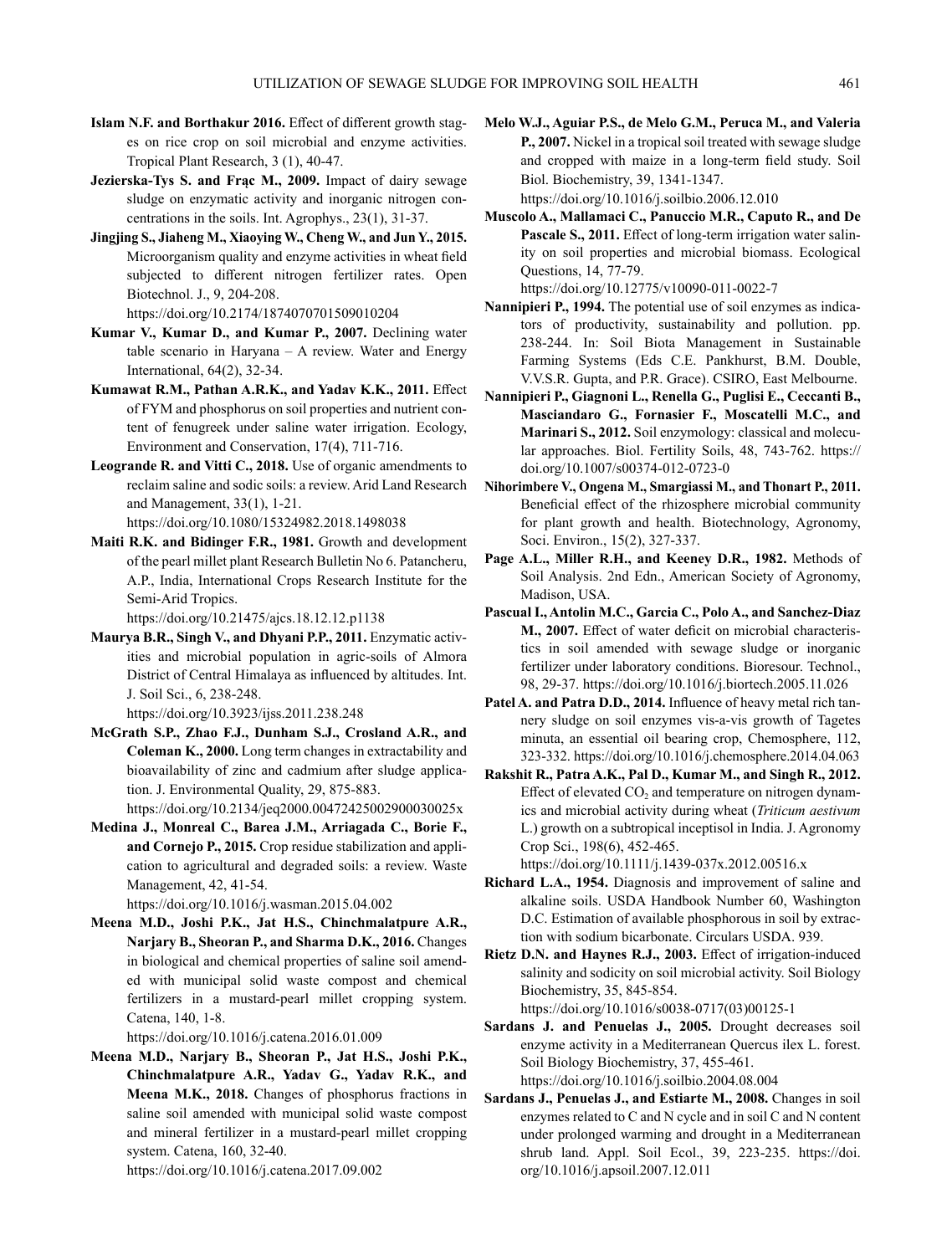**Islam N.F. and Borthakur 2016.** Effect of different growth stages on rice crop on soil microbial and enzyme activities. Tropical Plant Research, 3 (1), 40-47.

**Jezierska-Tys S. and Frąc M., 2009.** Impact of dairy sewage sludge on enzymatic activity and inorganic nitrogen concentrations in the soils. Int. Agrophys., 23(1), 31-37.

**Jingjing S., Jiaheng M., Xiaoying W., Cheng W., and Jun Y., 2015.** Microorganism quality and enzyme activities in wheat field subjected to different nitrogen fertilizer rates. Open Biotechnol. J., 9, 204-208. https://doi.org/10.2174/1874070701509010204

**Kumar V., Kumar D., and Kumar P., 2007.** Declining water table scenario in Haryana – A review. Water and Energy International, 64(2), 32-34.

**Kumawat R.M., Pathan A.R.K., and Yadav K.K., 2011.** Effect of FYM and phosphorus on soil properties and nutrient content of fenugreek under saline water irrigation. Ecology, Environment and Conservation, 17(4), 711-716.

**Leogrande R. and Vitti C., 2018.** Use of organic amendments to reclaim saline and sodic soils: a review. Arid Land Research and Management, 33(1), 1-21. https://doi.org/10.1080/15324982.2018.1498038

**Maiti R.K. and Bidinger F.R., 1981.** Growth and development of the pearl millet plant Research Bulletin No 6. Patancheru, A.P., India, International Crops Research Institute for the Semi-Arid Tropics. https://doi.org/10.21475/ajcs.18.12.12.p1138

**Maurya B.R., Singh V., and Dhyani P.P., 2011.** Enzymatic activities and microbial population in agric-soils of Almora District of Central Himalaya as influenced by altitudes. Int. J. Soil Sci., 6, 238-248. https://doi.org/10.3923/ijss.2011.238.248

**McGrath S.P., Zhao F.J., Dunham S.J., Crosland A.R., and Coleman K., 2000.** Long term changes in extractability and bioavailability of zinc and cadmium after sludge application. J. Environmental Quality, 29, 875-883. https://doi.org/10.2134/jeq2000.00472425002900030025x

**Medina J., Monreal C., Barea J.M., Arriagada C., Borie F., and Cornejo P., 2015.** Crop residue stabilization and application to agricultural and degraded soils: a review. Waste Management, 42, 41-54. https://doi.org/10.1016/j.wasman.2015.04.002

**Meena M.D., Joshi P.K., Jat H.S., Chinchmalatpure A.R., Narjary B., Sheoran P., and Sharma D.K., 2016.** Changes in biological and chemical properties of saline soil amended with municipal solid waste compost and chemical fertilizers in a mustard-pearl millet cropping system. Catena, 140, 1-8. https://doi.org/10.1016/j.catena.2016.01.009

**Meena M.D., Narjary B., Sheoran P., Jat H.S., Joshi P.K., Chinchmalatpure A.R., Yadav G., Yadav R.K., and Meena M.K., 2018.** Changes of phosphorus fractions in saline soil amended with municipal solid waste compost and mineral fertilizer in a mustard-pearl millet cropping system. Catena, 160, 32-40. https://doi.org/10.1016/j.catena.2017.09.002

**Melo W.J., Aguiar P.S., de Melo G.M., Peruca M., and Valeria P., 2007.** Nickel in a tropical soil treated with sewage sludge and cropped with maize in a long-term field study. Soil Biol. Biochemistry, 39, 1341-1347. https://doi.org/10.1016/j.soilbio.2006.12.010

**Muscolo A., Mallamaci C., Panuccio M.R., Caputo R., and De Pascale S., 2011.** Effect of long-term irrigation water salinity on soil properties and microbial biomass. Ecological Questions, 14, 77-79. https://doi.org/10.12775/v10090-011-0022-7

**Nannipieri P., 1994.** The potential use of soil enzymes as indicators of productivity, sustainability and pollution. pp. 238-244. In: Soil Biota Management in Sustainable Farming Systems (Eds C.E. Pankhurst, B.M. Double, V.V.S.R. Gupta, and P.R. Grace). CSIRO, East Melbourne.

**Nannipieri P., Giagnoni L., Renella G., Puglisi E., Ceccanti B., Masciandaro G., Fornasier F., Moscatelli M.C., and Marinari S., 2012.** Soil enzymology: classical and molecular approaches. Biol. Fertility Soils, 48, 743-762. https://doi.org/10.1007/s00374-012-0723-0

**Nihorimbere V., Ongena M., Smargiassi M., and Thonart P., 2011.** Beneficial effect of the rhizosphere microbial community for plant growth and health. Biotechnology, Agronomy, Soci. Environ., 15(2), 327-337.

**Page A.L., Miller R.H., and Keeney D.R., 1982.** Methods of Soil Analysis. 2nd Edn., American Society of Agronomy, Madison, USA.

**Pascual I., Antolin M.C., Garcia C., Polo A., and Sanchez-Diaz M., 2007.** Effect of water deficit on microbial characteristics in soil amended with sewage sludge or inorganic fertilizer under laboratory conditions. Bioresour. Technol., 98, 29-37. https://doi.org/10.1016/j.biortech.2005.11.026

**Patel A. and Patra D.D., 2014.** Influence of heavy metal rich tannery sludge on soil enzymes vis-a-vis growth of Tagetes minuta, an essential oil bearing crop, Chemosphere, 112, 323-332. https://doi.org/10.1016/j.chemosphere.2014.04.063

**Rakshit R., Patra A.K., Pal D., Kumar M., and Singh R., 2012.** Effect of elevated $CO_2$ and temperature on nitrogen dynamics and microbial activity during wheat (*Triticum aestivum* L.) growth on a subtropical inceptisol in India. J. Agronomy Crop Sci., 198(6), 452-465. https://doi.org/10.1111/j.1439-037x.2012.00516.x

**Richard L.A., 1954.** Diagnosis and improvement of saline and alkaline soils. USDA Handbook Number 60, Washington D.C. Estimation of available phosphorous in soil by extraction with sodium bicarbonate. Circulars USDA. 939.

**Rietz D.N. and Haynes R.J., 2003.** Effect of irrigation-induced salinity and sodicity on soil microbial activity. Soil Biology Biochemistry, 35, 845-854. https://doi.org/10.1016/s0038-0717(03)00125-1

**Sardans J. and Penuelas J., 2005.** Drought decreases soil enzyme activity in a Mediterranean Quercus ilex L. forest. Soil Biology Biochemistry, 37, 455-461. https://doi.org/10.1016/j.soilbio.2004.08.004

**Sardans J., Penuelas J., and Estiarte M., 2008.** Changes in soil enzymes related to C and N cycle and in soil C and N content under prolonged warming and drought in a Mediterranean shrub land. Appl. Soil Ecol., 39, 223-235. https://doi.org/10.1016/j.apsoil.2007.12.011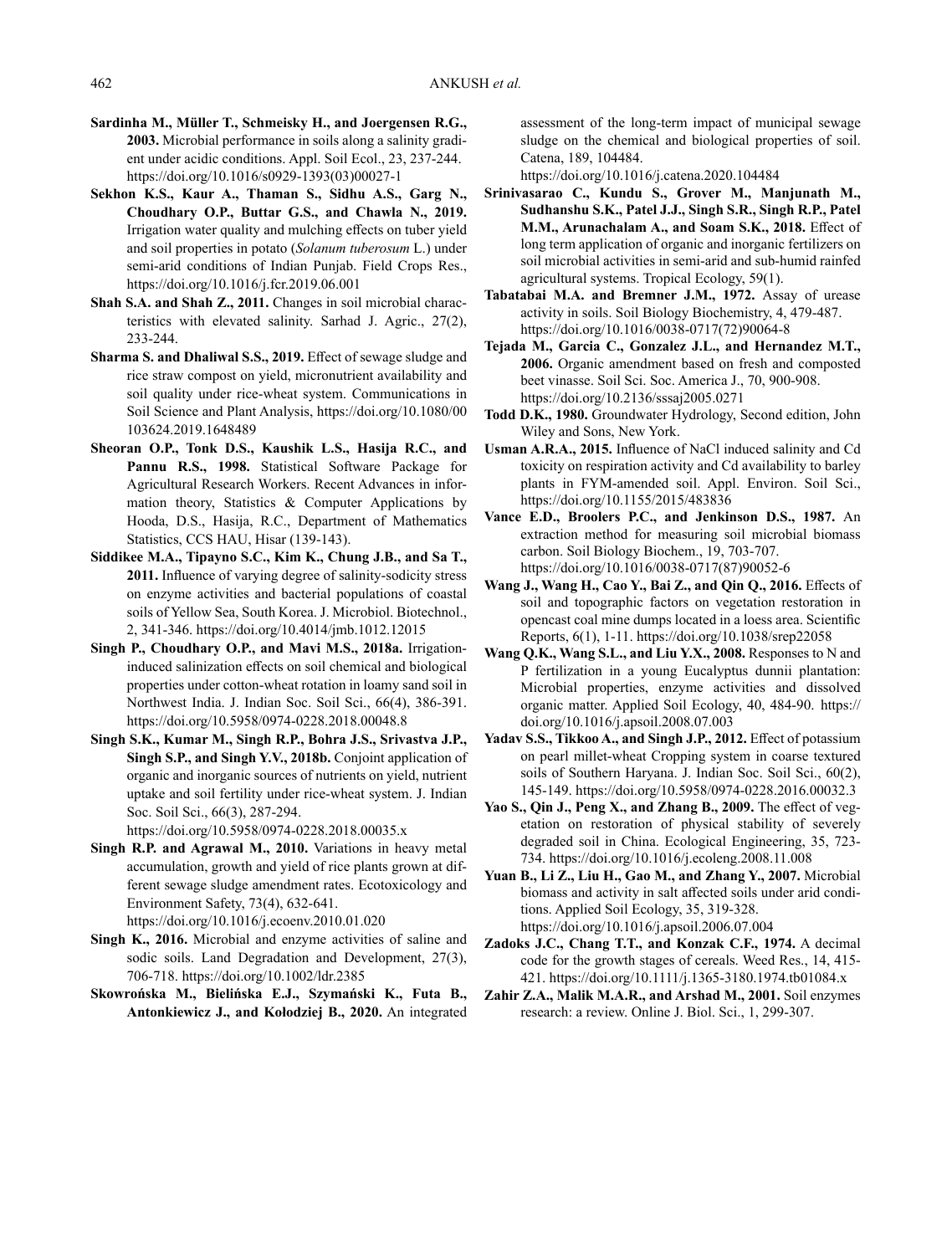**Sardinha M., Müller T., Schmeisky H., and Joergensen R.G., 2003.** Microbial performance in soils along a salinity gradient under acidic conditions. Appl. Soil Ecol., 23, 237-244. https://doi.org/10.1016/s0929-1393(03)00027-1

**Sekhon K.S., Kaur A., Thaman S., Sidhu A.S., Garg N., Choudhary O.P., Buttar G.S., and Chawla N., 2019.** Irrigation water quality and mulching effects on tuber yield and soil properties in potato (*Solanum tuberosum* L.) under semi-arid conditions of Indian Punjab. Field Crops Res., https://doi.org/10.1016/j.fcr.2019.06.001

**Shah S.A. and Shah Z., 2011.** Changes in soil microbial characteristics with elevated salinity. Sarhad J. Agric., 27(2), 233-244.

**Sharma S. and Dhaliwal S.S., 2019.** Effect of sewage sludge and rice straw compost on yield, micronutrient availability and soil quality under rice-wheat system. Communications in Soil Science and Plant Analysis, https://doi.org/10.1080/00103624.2019.1648489

**Sheoran O.P., Tonk D.S., Kaushik L.S., Hasija R.C., and Pannu R.S., 1998.** Statistical Software Package for Agricultural Research Workers. Recent Advances in information theory, Statistics & Computer Applications by Hooda, D.S., Hasija, R.C., Department of Mathematics Statistics, CCS HAU, Hisar (139-143).

**Siddikee M.A., Tipayno S.C., Kim K., Chung J.B., and Sa T., 2011.** Influence of varying degree of salinity-sodicity stress on enzyme activities and bacterial populations of coastal soils of Yellow Sea, South Korea. J. Microbiol. Biotechnol., 2, 341-346. https://doi.org/10.4014/jmb.1012.12015

**Singh P., Choudhary O.P., and Mavi M.S., 2018a.** Irrigation-induced salinization effects on soil chemical and biological properties under cotton-wheat rotation in loamy sand soil in Northwest India. J. Indian Soc. Soil Sci., 66(4), 386-391. https://doi.org/10.5958/0974-0228.2018.00048.8

**Singh S.K., Kumar M., Singh R.P., Bohra J.S., Srivastva J.P., Singh S.P., and Singh Y.V., 2018b.** Conjoint application of organic and inorganic sources of nutrients on yield, nutrient uptake and soil fertility under rice-wheat system. J. Indian Soc. Soil Sci., 66(3), 287-294. https://doi.org/10.5958/0974-0228.2018.00035.x

**Singh R.P. and Agrawal M., 2010.** Variations in heavy metal accumulation, growth and yield of rice plants grown at different sewage sludge amendment rates. Ecotoxicology and Environment Safety, 73(4), 632-641. https://doi.org/10.1016/j.ecoenv.2010.01.020

**Singh K., 2016.** Microbial and enzyme activities of saline and sodic soils. Land Degradation and Development, 27(3), 706-718. https://doi.org/10.1002/ldr.2385

**Skowrońska M., Bielińska E.J., Szymański K., Futa B., Antonkiewicz J., and Kołodziej B., 2020.** An integrated assessment of the long-term impact of municipal sewage sludge on the chemical and biological properties of soil. Catena, 189, 104484. https://doi.org/10.1016/j.catena.2020.104484

**Srinivasarao C., Kundu S., Grover M., Manjunath M., Sudhanshu S.K., Patel J.J., Singh S.R., Singh R.P., Patel M.M., Arunachalam A., and Soam S.K., 2018.** Effect of long term application of organic and inorganic fertilizers on soil microbial activities in semi-arid and sub-humid rainfed agricultural systems. Tropical Ecology, 59(1).

**Tabatabai M.A. and Bremner J.M., 1972.** Assay of urease activity in soils. Soil Biology Biochemistry, 4, 479-487. https://doi.org/10.1016/0038-0717(72)90064-8

**Tejada M., Garcia C., Gonzalez J.L., and Hernandez M.T., 2006.** Organic amendment based on fresh and composted beet vinasse. Soil Sci. Soc. America J., 70, 900-908. https://doi.org/10.2136/sssaj2005.0271

**Todd D.K., 1980.** Groundwater Hydrology, Second edition, John Wiley and Sons, New York.

**Usman A.R.A., 2015.** Influence of NaCl induced salinity and Cd toxicity on respiration activity and Cd availability to barley plants in FYM-amended soil. Appl. Environ. Soil Sci., https://doi.org/10.1155/2015/483836

**Vance E.D., Broolers P.C., and Jenkinson D.S., 1987.** An extraction method for measuring soil microbial biomass carbon. Soil Biology Biochem., 19, 703-707. https://doi.org/10.1016/0038-0717(87)90052-6

**Wang J., Wang H., Cao Y., Bai Z., and Qin Q., 2016.** Effects of soil and topographic factors on vegetation restoration in opencast coal mine dumps located in a loess area. Scientific Reports, 6(1), 1-11. https://doi.org/10.1038/srep22058

**Wang Q.K., Wang S.L., and Liu Y.X., 2008.** Responses to N and P fertilization in a young Eucalyptus dunnii plantation: Microbial properties, enzyme activities and dissolved organic matter. Applied Soil Ecology, 40, 484-90. https://doi.org/10.1016/j.apsoil.2008.07.003

**Yadav S.S., Tikkoo A., and Singh J.P., 2012.** Effect of potassium on pearl millet-wheat Cropping system in coarse textured soils of Southern Haryana. J. Indian Soc. Soil Sci., 60(2), 145-149. https://doi.org/10.5958/0974-0228.2016.00032.3

**Yao S., Qin J., Peng X., and Zhang B., 2009.** The effect of vegetation on restoration of physical stability of severely degraded soil in China. Ecological Engineering, 35, 723-734. https://doi.org/10.1016/j.ecoleng.2008.11.008

**Yuan B., Li Z., Liu H., Gao M., and Zhang Y., 2007.** Microbial biomass and activity in salt affected soils under arid conditions. Applied Soil Ecology, 35, 319-328. https://doi.org/10.1016/j.apsoil.2006.07.004

**Zadoks J.C., Chang T.T., and Konzak C.F., 1974.** A decimal code for the growth stages of cereals. Weed Res., 14, 415-421. https://doi.org/10.1111/j.1365-3180.1974.tb01084.x

**Zahir Z.A., Malik M.A.R., and Arshad M., 2001.** Soil enzymes research: a review. Online J. Biol. Sci., 1, 299-307.